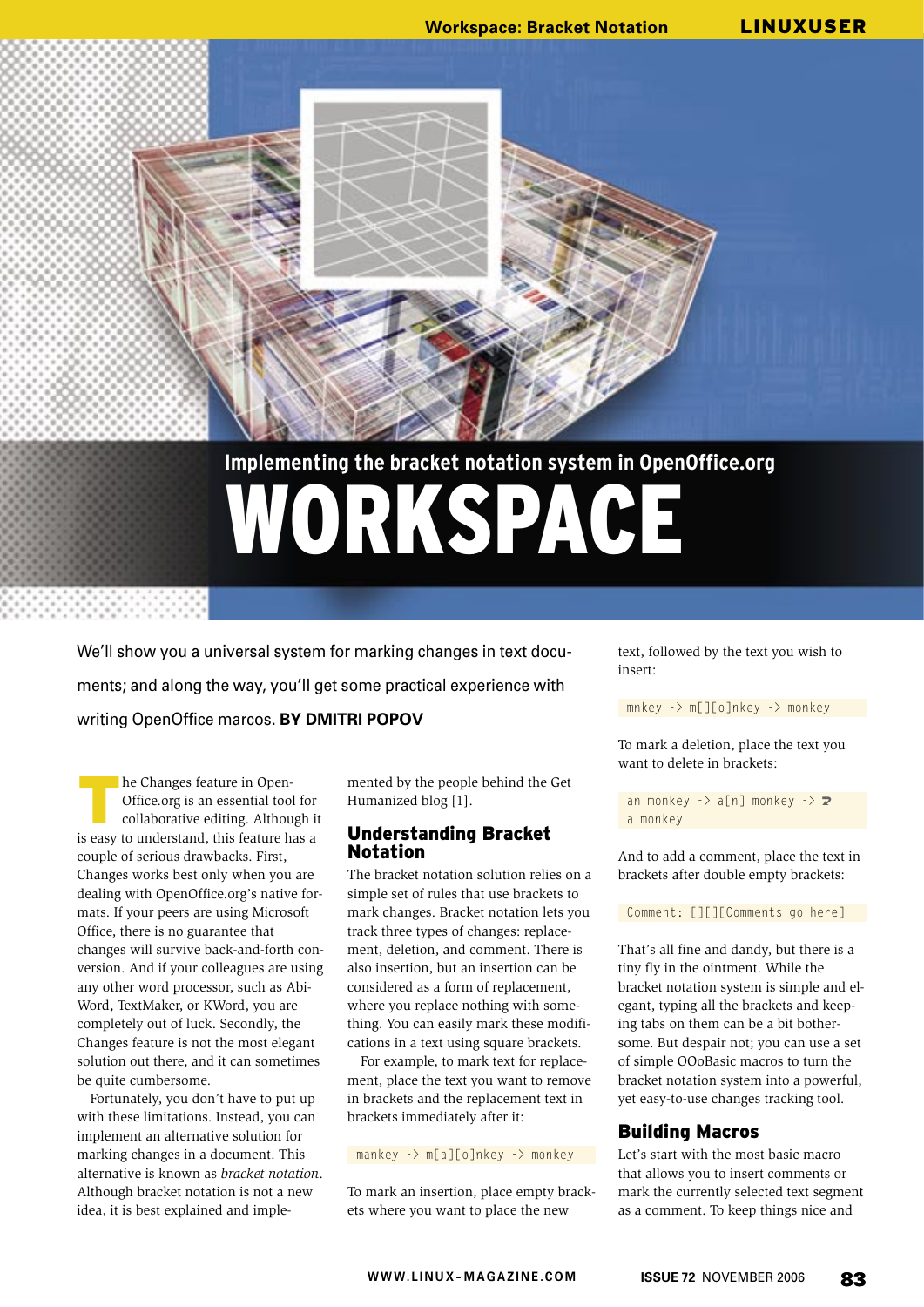Implementing the bracket notation system in OpenOffice.org

# WORKSPACE

We'll show you a universal system for marking changes in text documents; and along the way, you'll get some practical experience with writing OpenOffice marcos. **BY DMITRI POPOV**

The Changes feature in OpenOffice.org is an essential tool for collaborative editing. Although it is easy to understand, this feature has a couple of serious drawbacks. First, Changes works best only when you are dealing with OpenOffice.org's native formats. If your peers are using Microsoft Office, there is no guarantee that changes will survive back-and-forth conversion. And if your colleagues are using any other word processor, such as AbiWord, TextMaker, or KWord, you are completely out of luck. Secondly, the Changes feature is not the most elegant solution out there, and it can sometimes be quite cumbersome.

Fortunately, you don't have to put up with these limitations. Instead, you can implement an alternative solution for marking changes in a document. This alternative is known as *bracket notation*. Although bracket notation is not a new idea, it is best explained and implemented by the people behind the Get Humanized blog [1].

## Understanding Bracket Notation

The bracket notation solution relies on a simple set of rules that use brackets to mark changes. Bracket notation lets you track three types of changes: replacement, deletion, and comment. There is also insertion, but an insertion can be considered as a form of replacement, where you replace nothing with something. You can easily mark these modifications in a text using square brackets.

For example, to mark text for replacement, place the text you want to remove in brackets and the replacement text in brackets immediately after it:

```
mankey -> m[a][o]nkey -> monkey
```

To mark an insertion, place empty brackets where you want to place the new text, followed by the text you wish to insert:

```
mnkey -> m[][o]nkey -> monkey
```

To mark a deletion, place the text you want to delete in brackets:

```
an monkey -> a[n] monkey ->
a monkey
```

And to add a comment, place the text in brackets after double empty brackets:

```
Comment: [][][Comments go here]
```

That's all fine and dandy, but there is a tiny fly in the ointment. While the bracket notation system is simple and elegant, typing all the brackets and keeping tabs on them can be a bit bothersome. But despair not; you can use a set of simple OOoBasic macros to turn the bracket notation system into a powerful, yet easy-to-use changes tracking tool.

## Building Macros

Let's start with the most basic macro that allows you to insert comments or mark the currently selected text segment as a comment. To keep things nice and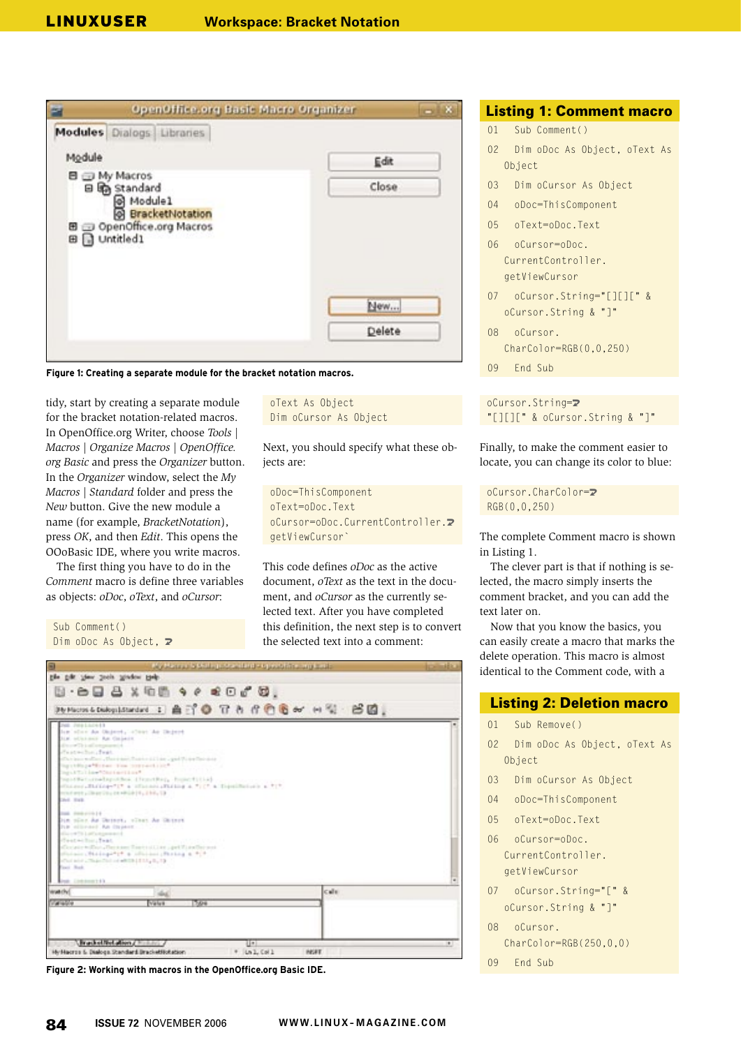Figure 1: Creating a separate module for the bracket notation macros.

tidy, start by creating a separate module for the bracket notation-related macros. In OpenOffice.org Writer, choose *Tools | Macros | Organize Macros | OpenOffice.org Basic* and press the *Organizer* button. In the *Organizer* window, select the *My Macros | Standard* folder and press the *New* button. Give the new module a name (for example, *BracketNotation*), press *OK*, and then *Edit*. This opens the OOoBasic IDE, where you write macros.

The first thing you have to do in the *Comment* macro is define three variables as objects: *oDoc*, *oText*, and *oCursor*:

```
Sub Comment()
Dim oDoc As Object, ⮐
oText As Object
Dim oCursor As Object
```

Next, you should specify what these objects are:

```
oDoc=ThisComponent
oText=oDoc.Text
oCursor=oDoc.CurrentController.⮐
getViewCursor`
```

This code defines *oDoc* as the active document, *oText* as the text in the document, and *oCursor* as the currently selected text. After you have completed this definition, the next step is to convert the selected text into a comment:

```
oCursor.String=⮐
"[][][" & oCursor.String & "]"
```

Finally, to make the comment easier to locate, you can change its color to blue:

```
oCursor.CharColor=⮐
RGB(0,0,250)
```

The complete Comment macro is shown in Listing 1.

The clever part is that if nothing is selected, the macro simply inserts the comment bracket, and you can add the text later on.

Now that you know the basics, you can easily create a macro that marks the delete operation. This macro is almost identical to the Comment code, with a

Figure 2: Working with macros in the OpenOffice.org Basic IDE.

## Listing 1: Comment macro

```
01  Sub Comment()
02  Dim oDoc As Object, oText As
    Object
03  Dim oCursor As Object
04  oDoc=ThisComponent
05  oText=oDoc.Text
06  oCursor=oDoc.
    CurrentController.
    getViewCursor
07  oCursor.String="[][][" &
    oCursor.String & "]"
08  oCursor.
    CharColor=RGB(0,0,250)
09  End Sub
```

## Listing 2: Deletion macro

```
01  Sub Remove()
02  Dim oDoc As Object, oText As
    Object
03  Dim oCursor As Object
04  oDoc=ThisComponent
05  oText=oDoc.Text
06  oCursor=oDoc.
    CurrentController.
    getViewCursor
07  oCursor.String="[" &
    oCursor.String & "]"
08  oCursor.
    CharColor=RGB(250,0,0)
09  End Sub
```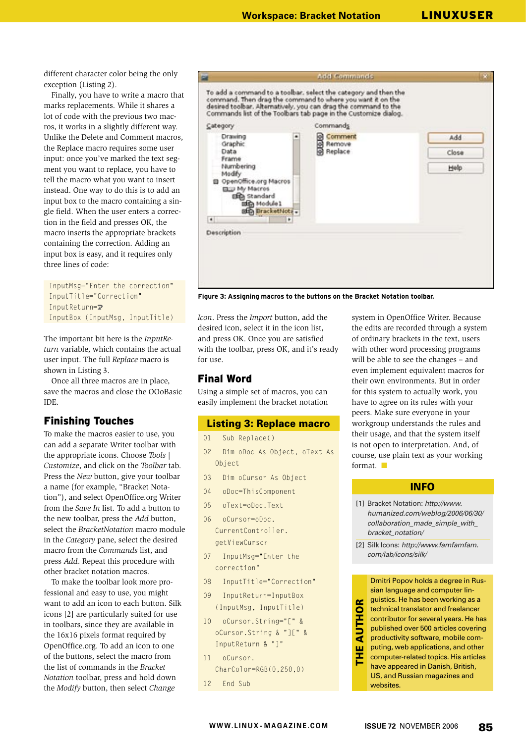different character color being the only exception (Listing 2).

Finally, you have to write a macro that marks replacements. While it shares a lot of code with the previous two macros, it works in a slightly different way. Unlike the Delete and Comment macros, the Replace macro requires some user input: once you've marked the text segment you want to replace, you have to tell the macro what you want to insert instead. One way to do this is to add an input box to the macro containing a single field. When the user enters a correction in the field and presses OK, the macro inserts the appropriate brackets containing the correction. Adding an input box is easy, and it requires only three lines of code:

```
InputMsg="Enter the correction"
InputTitle="Correction"
InputReturn=↩
InputBox (InputMsg, InputTitle)
```

The important bit here is the *InputReturn* variable, which contains the actual user input. The full *Replace* macro is shown in Listing 3.

Once all three macros are in place, save the macros and close the OOoBasic IDE.

## Finishing Touches

To make the macros easier to use, you can add a separate Writer toolbar with the appropriate icons. Choose *Tools | Customize*, and click on the *Toolbar* tab. Press the *New* button, give your toolbar a name (for example, "Bracket Notation"), and select OpenOffice.org Writer from the *Save In* list. To add a button to the new toolbar, press the *Add* button, select the *BracketNotation* macro module in the *Category* pane, select the desired macro from the *Commands* list, and press *Add*. Repeat this procedure with other bracket notation macros.

To make the toolbar look more professional and easy to use, you might want to add an icon to each button. Silk icons [2] are particularly suited for use in toolbars, since they are available in the 16x16 pixels format required by OpenOffice.org. To add an icon to one of the buttons, select the button from the list of commands in the *Bracket Notation* toolbar, press and hold down the *Modify* button, then select *Change Icon*. Press the *Import* button, add the desired icon, select it in the icon list, and press OK. Once you are satisfied with the toolbar, press OK, and it's ready for use.

Figure 3: Assigning macros to the buttons on the Bracket Notation toolbar.

## Final Word

Using a simple set of macros, you can easily implement the bracket notation system in OpenOffice Writer. Because the edits are recorded through a system of ordinary brackets in the text, users with other word processing programs will be able to see the changes – and even implement equivalent macros for their own environments. But in order for this system to actually work, you have to agree on its rules with your peers. Make sure everyone in your workgroup understands the rules and their usage, and that the system itself is not open to interpretation. And, of course, use plain text as your working format. ■

### Listing 3: Replace macro

```
01 Sub Replace()
02 Dim oDoc As Object, oText As
   Object
03 Dim oCursor As Object
04 oDoc=ThisComponent
05 oText=oDoc.Text
06 oCursor=oDoc.
   CurrentController.
   getViewCursor
07 InputMsg="Enter the
   correction"
08 InputTitle="Correction"
09 InputReturn=InputBox
   (InputMsg, InputTitle)
10 oCursor.String="[" &
   oCursor.String & "][" &
   InputReturn & "]"
11 oCursor.
   CharColor=RGB(0,250,0)
12 End Sub
```

### INFO

[1] Bracket Notation: *http://www.humanized.com/weblog/2006/06/30/collaboration_made_simple_with_bracket_notation/*

[2] Silk Icons: *http://www.famfamfam.com/lab/icons/silk/*

### THE AUTHOR

Dmitri Popov holds a degree in Russian language and computer linguistics. He has been working as a technical translator and freelancer contributor for several years. He has published over 500 articles covering productivity software, mobile computing, web applications, and other computer-related topics. His articles have appeared in Danish, British, US, and Russian magazines and websites.